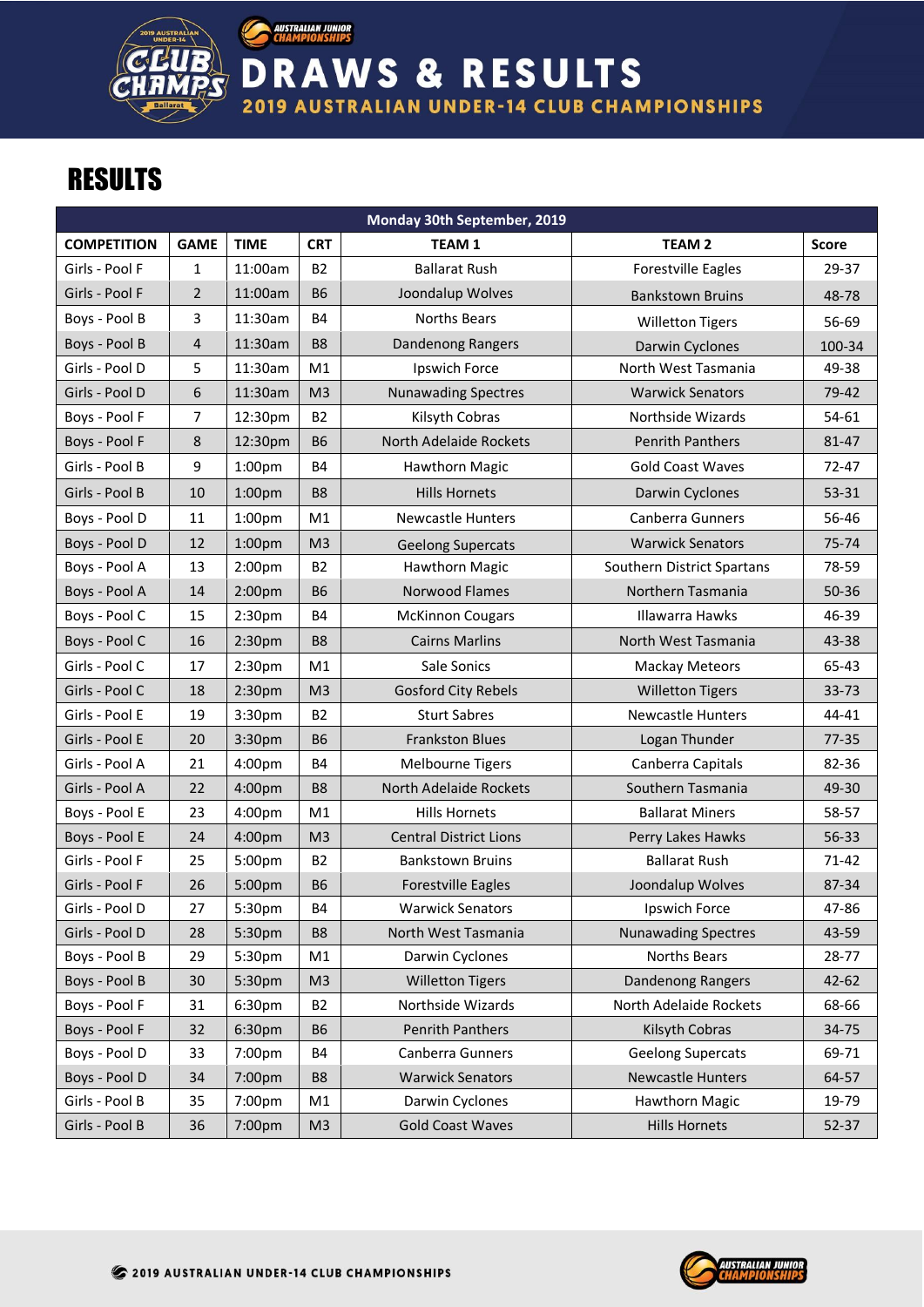# DRAWS & RESULTS

## 2019 AUSTRALIAN UNDER-14 CLUB CHAMPIONSHIPS

# RESULTS

| Monday 30th September, 2019 | | | | | | |
|---|---|---|---|---|---|---|
| COMPETITION | GAME | TIME | CRT | TEAM 1 | TEAM 2 | Score |
| Girls - Pool F | 1 | 11:00am | B2 | Ballarat Rush | Forestville Eagles | 29-37 |
| Girls - Pool F | 2 | 11:00am | B6 | Joondalup Wolves | Bankstown Bruins | 48-78 |
| Boys - Pool B | 3 | 11:30am | B4 | Norths Bears | Willetton Tigers | 56-69 |
| Boys - Pool B | 4 | 11:30am | B8 | Dandenong Rangers | Darwin Cyclones | 100-34 |
| Girls - Pool D | 5 | 11:30am | M1 | Ipswich Force | North West Tasmania | 49-38 |
| Girls - Pool D | 6 | 11:30am | M3 | Nunawading Spectres | Warwick Senators | 79-42 |
| Boys - Pool F | 7 | 12:30pm | B2 | Kilsyth Cobras | Northside Wizards | 54-61 |
| Boys - Pool F | 8 | 12:30pm | B6 | North Adelaide Rockets | Penrith Panthers | 81-47 |
| Girls - Pool B | 9 | 1:00pm | B4 | Hawthorn Magic | Gold Coast Waves | 72-47 |
| Girls - Pool B | 10 | 1:00pm | B8 | Hills Hornets | Darwin Cyclones | 53-31 |
| Boys - Pool D | 11 | 1:00pm | M1 | Newcastle Hunters | Canberra Gunners | 56-46 |
| Boys - Pool D | 12 | 1:00pm | M3 | Geelong Supercats | Warwick Senators | 75-74 |
| Boys - Pool A | 13 | 2:00pm | B2 | Hawthorn Magic | Southern District Spartans | 78-59 |
| Boys - Pool A | 14 | 2:00pm | B6 | Norwood Flames | Northern Tasmania | 50-36 |
| Boys - Pool C | 15 | 2:30pm | B4 | McKinnon Cougars | Illawarra Hawks | 46-39 |
| Boys - Pool C | 16 | 2:30pm | B8 | Cairns Marlins | North West Tasmania | 43-38 |
| Girls - Pool C | 17 | 2:30pm | M1 | Sale Sonics | Mackay Meteors | 65-43 |
| Girls - Pool C | 18 | 2:30pm | M3 | Gosford City Rebels | Willetton Tigers | 33-73 |
| Girls - Pool E | 19 | 3:30pm | B2 | Sturt Sabres | Newcastle Hunters | 44-41 |
| Girls - Pool E | 20 | 3:30pm | B6 | Frankston Blues | Logan Thunder | 77-35 |
| Girls - Pool A | 21 | 4:00pm | B4 | Melbourne Tigers | Canberra Capitals | 82-36 |
| Girls - Pool A | 22 | 4:00pm | B8 | North Adelaide Rockets | Southern Tasmania | 49-30 |
| Boys - Pool E | 23 | 4:00pm | M1 | Hills Hornets | Ballarat Miners | 58-57 |
| Boys - Pool E | 24 | 4:00pm | M3 | Central District Lions | Perry Lakes Hawks | 56-33 |
| Girls - Pool F | 25 | 5:00pm | B2 | Bankstown Bruins | Ballarat Rush | 71-42 |
| Girls - Pool F | 26 | 5:00pm | B6 | Forestville Eagles | Joondalup Wolves | 87-34 |
| Girls - Pool D | 27 | 5:30pm | B4 | Warwick Senators | Ipswich Force | 47-86 |
| Girls - Pool D | 28 | 5:30pm | B8 | North West Tasmania | Nunawading Spectres | 43-59 |
| Boys - Pool B | 29 | 5:30pm | M1 | Darwin Cyclones | Norths Bears | 28-77 |
| Boys - Pool B | 30 | 5:30pm | M3 | Willetton Tigers | Dandenong Rangers | 42-62 |
| Boys - Pool F | 31 | 6:30pm | B2 | Northside Wizards | North Adelaide Rockets | 68-66 |
| Boys - Pool F | 32 | 6:30pm | B6 | Penrith Panthers | Kilsyth Cobras | 34-75 |
| Boys - Pool D | 33 | 7:00pm | B4 | Canberra Gunners | Geelong Supercats | 69-71 |
| Boys - Pool D | 34 | 7:00pm | B8 | Warwick Senators | Newcastle Hunters | 64-57 |
| Girls - Pool B | 35 | 7:00pm | M1 | Darwin Cyclones | Hawthorn Magic | 19-79 |
| Girls - Pool B | 36 | 7:00pm | M3 | Gold Coast Waves | Hills Hornets | 52-37 |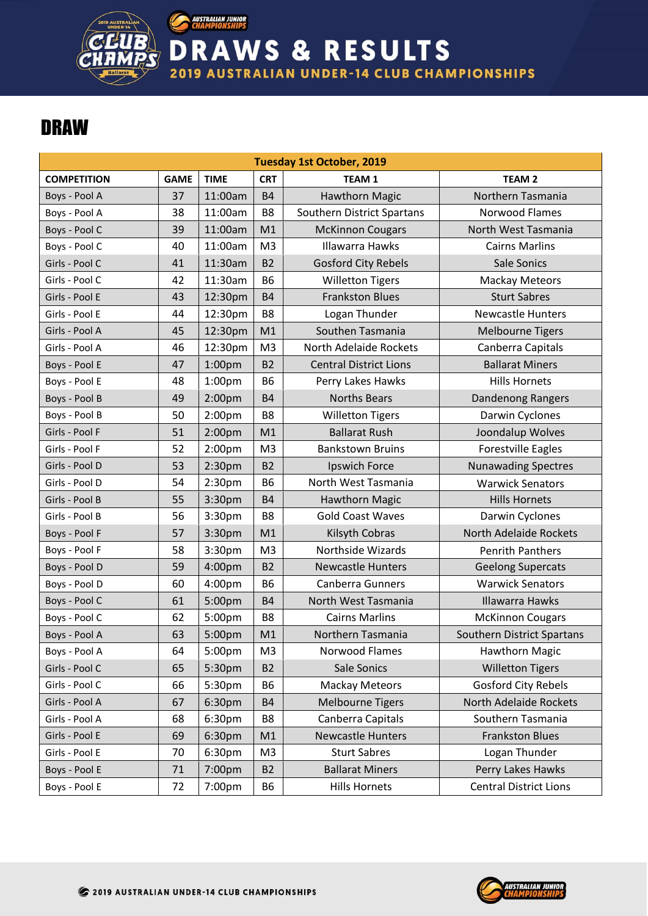# DRAW

| Tuesday 1st October, 2019 | | | | | |
|---|---|---|---|---|---|
| **COMPETITION** | **GAME** | **TIME** | **CRT** | **TEAM 1** | **TEAM 2** |
| Boys - Pool A | 37 | 11:00am | B4 | Hawthorn Magic | Northern Tasmania |
| Boys - Pool A | 38 | 11:00am | B8 | Southern District Spartans | Norwood Flames |
| Boys - Pool C | 39 | 11:00am | M1 | McKinnon Cougars | North West Tasmania |
| Boys - Pool C | 40 | 11:00am | M3 | Illawarra Hawks | Cairns Marlins |
| Girls - Pool C | 41 | 11:30am | B2 | Gosford City Rebels | Sale Sonics |
| Girls - Pool C | 42 | 11:30am | B6 | Willetton Tigers | Mackay Meteors |
| Girls - Pool E | 43 | 12:30pm | B4 | Frankston Blues | Sturt Sabres |
| Girls - Pool E | 44 | 12:30pm | B8 | Logan Thunder | Newcastle Hunters |
| Girls - Pool A | 45 | 12:30pm | M1 | Southen Tasmania | Melbourne Tigers |
| Girls - Pool A | 46 | 12:30pm | M3 | North Adelaide Rockets | Canberra Capitals |
| Boys - Pool E | 47 | 1:00pm | B2 | Central District Lions | Ballarat Miners |
| Boys - Pool E | 48 | 1:00pm | B6 | Perry Lakes Hawks | Hills Hornets |
| Boys - Pool B | 49 | 2:00pm | B4 | Norths Bears | Dandenong Rangers |
| Boys - Pool B | 50 | 2:00pm | B8 | Willetton Tigers | Darwin Cyclones |
| Girls - Pool F | 51 | 2:00pm | M1 | Ballarat Rush | Joondalup Wolves |
| Girls - Pool F | 52 | 2:00pm | M3 | Bankstown Bruins | Forestville Eagles |
| Girls - Pool D | 53 | 2:30pm | B2 | Ipswich Force | Nunawading Spectres |
| Girls - Pool D | 54 | 2:30pm | B6 | North West Tasmania | Warwick Senators |
| Girls - Pool B | 55 | 3:30pm | B4 | Hawthorn Magic | Hills Hornets |
| Girls - Pool B | 56 | 3:30pm | B8 | Gold Coast Waves | Darwin Cyclones |
| Boys - Pool F | 57 | 3:30pm | M1 | Kilsyth Cobras | North Adelaide Rockets |
| Boys - Pool F | 58 | 3:30pm | M3 | Northside Wizards | Penrith Panthers |
| Boys - Pool D | 59 | 4:00pm | B2 | Newcastle Hunters | Geelong Supercats |
| Boys - Pool D | 60 | 4:00pm | B6 | Canberra Gunners | Warwick Senators |
| Boys - Pool C | 61 | 5:00pm | B4 | North West Tasmania | Illawarra Hawks |
| Boys - Pool C | 62 | 5:00pm | B8 | Cairns Marlins | McKinnon Cougars |
| Boys - Pool A | 63 | 5:00pm | M1 | Northern Tasmania | Southern District Spartans |
| Boys - Pool A | 64 | 5:00pm | M3 | Norwood Flames | Hawthorn Magic |
| Girls - Pool C | 65 | 5:30pm | B2 | Sale Sonics | Willetton Tigers |
| Girls - Pool C | 66 | 5:30pm | B6 | Mackay Meteors | Gosford City Rebels |
| Girls - Pool A | 67 | 6:30pm | B4 | Melbourne Tigers | North Adelaide Rockets |
| Girls - Pool A | 68 | 6:30pm | B8 | Canberra Capitals | Southern Tasmania |
| Girls - Pool E | 69 | 6:30pm | M1 | Newcastle Hunters | Frankston Blues |
| Girls - Pool E | 70 | 6:30pm | M3 | Sturt Sabres | Logan Thunder |
| Boys - Pool E | 71 | 7:00pm | B2 | Ballarat Miners | Perry Lakes Hawks |
| Boys - Pool E | 72 | 7:00pm | B6 | Hills Hornets | Central District Lions |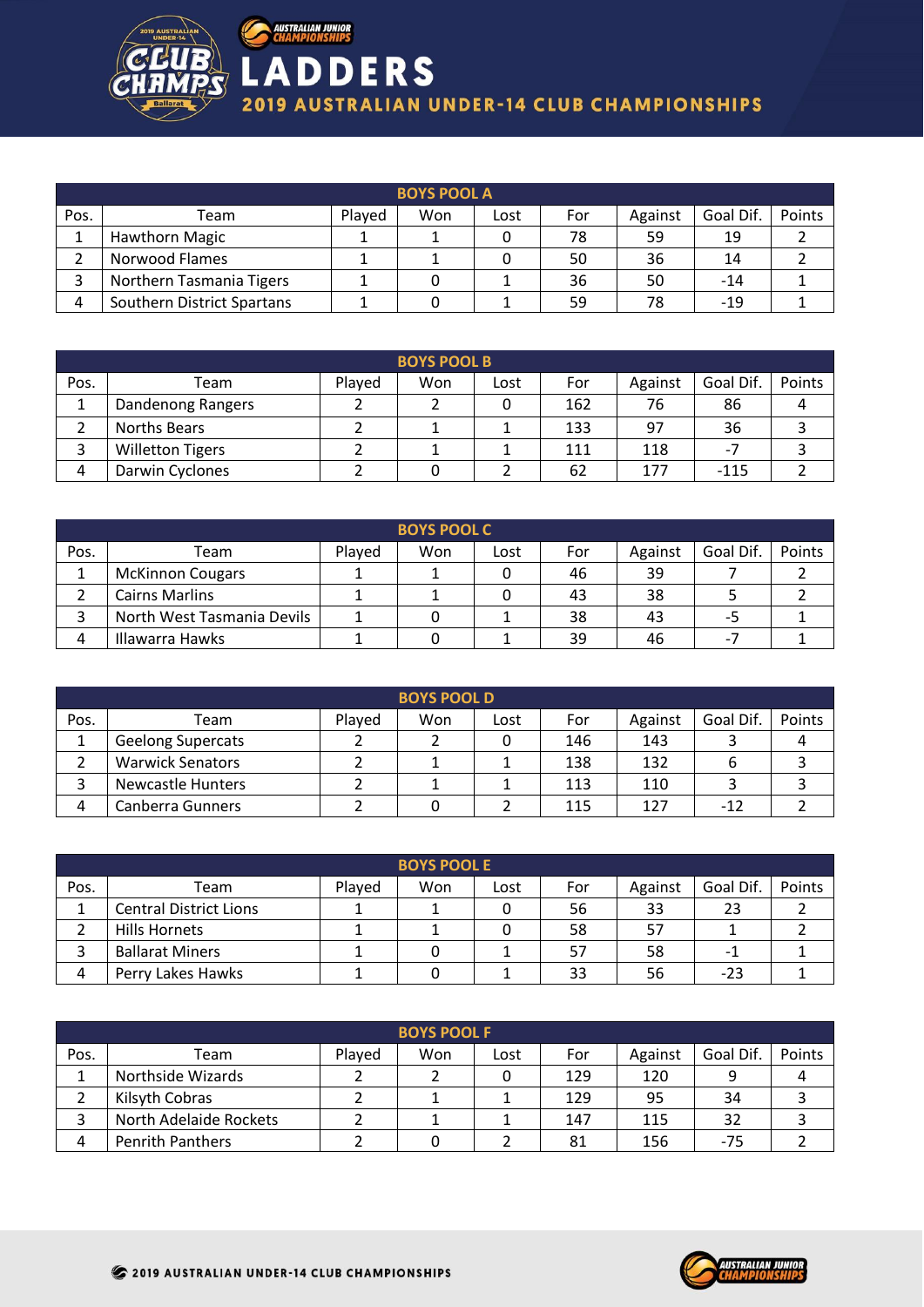# LADDERS

## 2019 AUSTRALIAN UNDER-14 CLUB CHAMPIONSHIPS

| BOYS POOL A | | | | | | | | |
|---|---|---|---|---|---|---|---|---|
| Pos. | Team | Played | Won | Lost | For | Against | Goal Dif. | Points |
| 1 | Hawthorn Magic | 1 | 1 | 0 | 78 | 59 | 19 | 2 |
| 2 | Norwood Flames | 1 | 1 | 0 | 50 | 36 | 14 | 2 |
| 3 | Northern Tasmania Tigers | 1 | 0 | 1 | 36 | 50 | -14 | 1 |
| 4 | Southern District Spartans | 1 | 0 | 1 | 59 | 78 | -19 | 1 |

| BOYS POOL B | | | | | | | | |
|---|---|---|---|---|---|---|---|---|
| Pos. | Team | Played | Won | Lost | For | Against | Goal Dif. | Points |
| 1 | Dandenong Rangers | 2 | 2 | 0 | 162 | 76 | 86 | 4 |
| 2 | Norths Bears | 2 | 1 | 1 | 133 | 97 | 36 | 3 |
| 3 | Willetton Tigers | 2 | 1 | 1 | 111 | 118 | -7 | 3 |
| 4 | Darwin Cyclones | 2 | 0 | 2 | 62 | 177 | -115 | 2 |

| BOYS POOL C | | | | | | | | |
|---|---|---|---|---|---|---|---|---|
| Pos. | Team | Played | Won | Lost | For | Against | Goal Dif. | Points |
| 1 | McKinnon Cougars | 1 | 1 | 0 | 46 | 39 | 7 | 2 |
| 2 | Cairns Marlins | 1 | 1 | 0 | 43 | 38 | 5 | 2 |
| 3 | North West Tasmania Devils | 1 | 0 | 1 | 38 | 43 | -5 | 1 |
| 4 | Illawarra Hawks | 1 | 0 | 1 | 39 | 46 | -7 | 1 |

| BOYS POOL D | | | | | | | | |
|---|---|---|---|---|---|---|---|---|
| Pos. | Team | Played | Won | Lost | For | Against | Goal Dif. | Points |
| 1 | Geelong Supercats | 2 | 2 | 0 | 146 | 143 | 3 | 4 |
| 2 | Warwick Senators | 2 | 1 | 1 | 138 | 132 | 6 | 3 |
| 3 | Newcastle Hunters | 2 | 1 | 1 | 113 | 110 | 3 | 3 |
| 4 | Canberra Gunners | 2 | 0 | 2 | 115 | 127 | -12 | 2 |

| BOYS POOL E | | | | | | | | |
|---|---|---|---|---|---|---|---|---|
| Pos. | Team | Played | Won | Lost | For | Against | Goal Dif. | Points |
| 1 | Central District Lions | 1 | 1 | 0 | 56 | 33 | 23 | 2 |
| 2 | Hills Hornets | 1 | 1 | 0 | 58 | 57 | 1 | 2 |
| 3 | Ballarat Miners | 1 | 0 | 1 | 57 | 58 | -1 | 1 |
| 4 | Perry Lakes Hawks | 1 | 0 | 1 | 33 | 56 | -23 | 1 |

| BOYS POOL F | | | | | | | | |
|---|---|---|---|---|---|---|---|---|
| Pos. | Team | Played | Won | Lost | For | Against | Goal Dif. | Points |
| 1 | Northside Wizards | 2 | 2 | 0 | 129 | 120 | 9 | 4 |
| 2 | Kilsyth Cobras | 2 | 1 | 1 | 129 | 95 | 34 | 3 |
| 3 | North Adelaide Rockets | 2 | 1 | 1 | 147 | 115 | 32 | 3 |
| 4 | Penrith Panthers | 2 | 0 | 2 | 81 | 156 | -75 | 2 |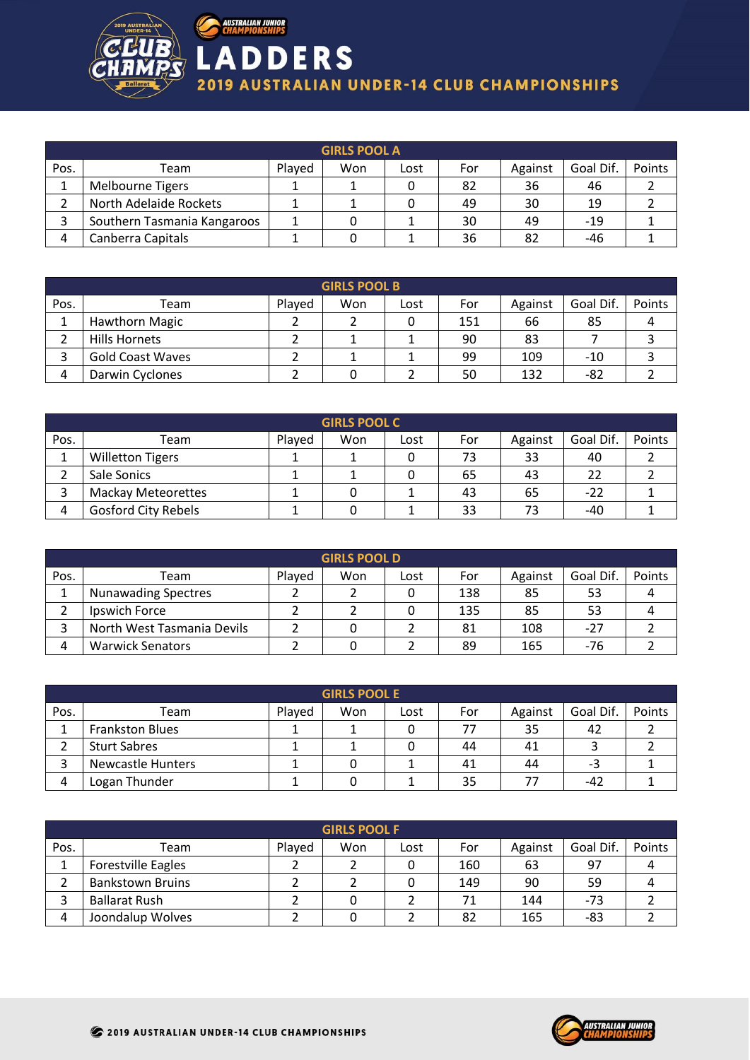# LADDERS

## 2019 AUSTRALIAN UNDER-14 CLUB CHAMPIONSHIPS

| GIRLS POOL A | | | | | | | | |
|---|---|---|---|---|---|---|---|---|
| Pos. | Team | Played | Won | Lost | For | Against | Goal Dif. | Points |
| 1 | Melbourne Tigers | 1 | 1 | 0 | 82 | 36 | 46 | 2 |
| 2 | North Adelaide Rockets | 1 | 1 | 0 | 49 | 30 | 19 | 2 |
| 3 | Southern Tasmania Kangaroos | 1 | 0 | 1 | 30 | 49 | -19 | 1 |
| 4 | Canberra Capitals | 1 | 0 | 1 | 36 | 82 | -46 | 1 |

| GIRLS POOL B | | | | | | | | |
|---|---|---|---|---|---|---|---|---|
| Pos. | Team | Played | Won | Lost | For | Against | Goal Dif. | Points |
| 1 | Hawthorn Magic | 2 | 2 | 0 | 151 | 66 | 85 | 4 |
| 2 | Hills Hornets | 2 | 1 | 1 | 90 | 83 | 7 | 3 |
| 3 | Gold Coast Waves | 2 | 1 | 1 | 99 | 109 | -10 | 3 |
| 4 | Darwin Cyclones | 2 | 0 | 2 | 50 | 132 | -82 | 2 |

| GIRLS POOL C | | | | | | | | |
|---|---|---|---|---|---|---|---|---|
| Pos. | Team | Played | Won | Lost | For | Against | Goal Dif. | Points |
| 1 | Willetton Tigers | 1 | 1 | 0 | 73 | 33 | 40 | 2 |
| 2 | Sale Sonics | 1 | 1 | 0 | 65 | 43 | 22 | 2 |
| 3 | Mackay Meteorettes | 1 | 0 | 1 | 43 | 65 | -22 | 1 |
| 4 | Gosford City Rebels | 1 | 0 | 1 | 33 | 73 | -40 | 1 |

| GIRLS POOL D | | | | | | | | |
|---|---|---|---|---|---|---|---|---|
| Pos. | Team | Played | Won | Lost | For | Against | Goal Dif. | Points |
| 1 | Nunawading Spectres | 2 | 2 | 0 | 138 | 85 | 53 | 4 |
| 2 | Ipswich Force | 2 | 2 | 0 | 135 | 85 | 53 | 4 |
| 3 | North West Tasmania Devils | 2 | 0 | 2 | 81 | 108 | -27 | 2 |
| 4 | Warwick Senators | 2 | 0 | 2 | 89 | 165 | -76 | 2 |

| GIRLS POOL E | | | | | | | | |
|---|---|---|---|---|---|---|---|---|
| Pos. | Team | Played | Won | Lost | For | Against | Goal Dif. | Points |
| 1 | Frankston Blues | 1 | 1 | 0 | 77 | 35 | 42 | 2 |
| 2 | Sturt Sabres | 1 | 1 | 0 | 44 | 41 | 3 | 2 |
| 3 | Newcastle Hunters | 1 | 0 | 1 | 41 | 44 | -3 | 1 |
| 4 | Logan Thunder | 1 | 0 | 1 | 35 | 77 | -42 | 1 |

| GIRLS POOL F | | | | | | | | |
|---|---|---|---|---|---|---|---|---|
| Pos. | Team | Played | Won | Lost | For | Against | Goal Dif. | Points |
| 1 | Forestville Eagles | 2 | 2 | 0 | 160 | 63 | 97 | 4 |
| 2 | Bankstown Bruins | 2 | 2 | 0 | 149 | 90 | 59 | 4 |
| 3 | Ballarat Rush | 2 | 0 | 2 | 71 | 144 | -73 | 2 |
| 4 | Joondalup Wolves | 2 | 0 | 2 | 82 | 165 | -83 | 2 |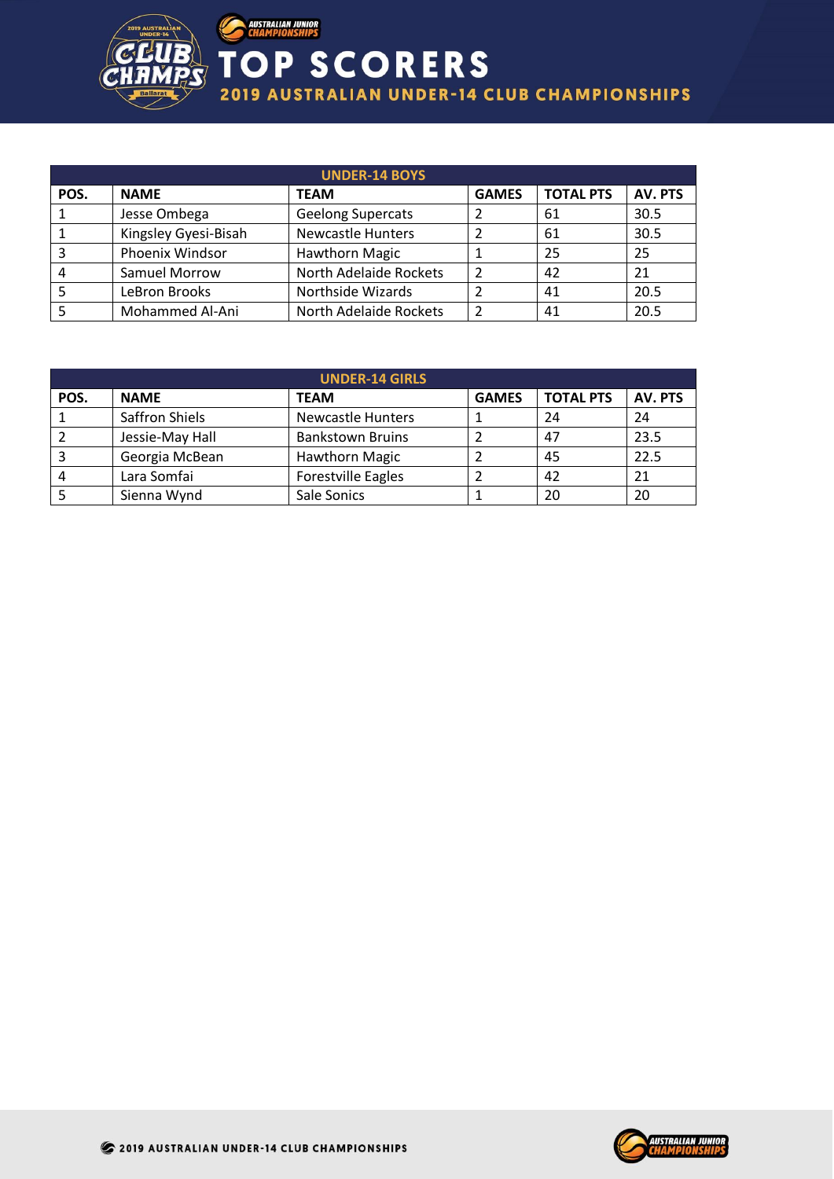# TOP SCORERS

## 2019 AUSTRALIAN UNDER-14 CLUB CHAMPIONSHIPS

| UNDER-14 BOYS | | | | | |
|---|---|---|---|---|---|
| POS. | NAME | TEAM | GAMES | TOTAL PTS | AV. PTS |
| 1 | Jesse Ombega | Geelong Supercats | 2 | 61 | 30.5 |
| 1 | Kingsley Gyesi-Bisah | Newcastle Hunters | 2 | 61 | 30.5 |
| 3 | Phoenix Windsor | Hawthorn Magic | 1 | 25 | 25 |
| 4 | Samuel Morrow | North Adelaide Rockets | 2 | 42 | 21 |
| 5 | LeBron Brooks | Northside Wizards | 2 | 41 | 20.5 |
| 5 | Mohammed Al-Ani | North Adelaide Rockets | 2 | 41 | 20.5 |

| UNDER-14 GIRLS | | | | | |
|---|---|---|---|---|---|
| POS. | NAME | TEAM | GAMES | TOTAL PTS | AV. PTS |
| 1 | Saffron Shiels | Newcastle Hunters | 1 | 24 | 24 |
| 2 | Jessie-May Hall | Bankstown Bruins | 2 | 47 | 23.5 |
| 3 | Georgia McBean | Hawthorn Magic | 2 | 45 | 22.5 |
| 4 | Lara Somfai | Forestville Eagles | 2 | 42 | 21 |
| 5 | Sienna Wynd | Sale Sonics | 1 | 20 | 20 |